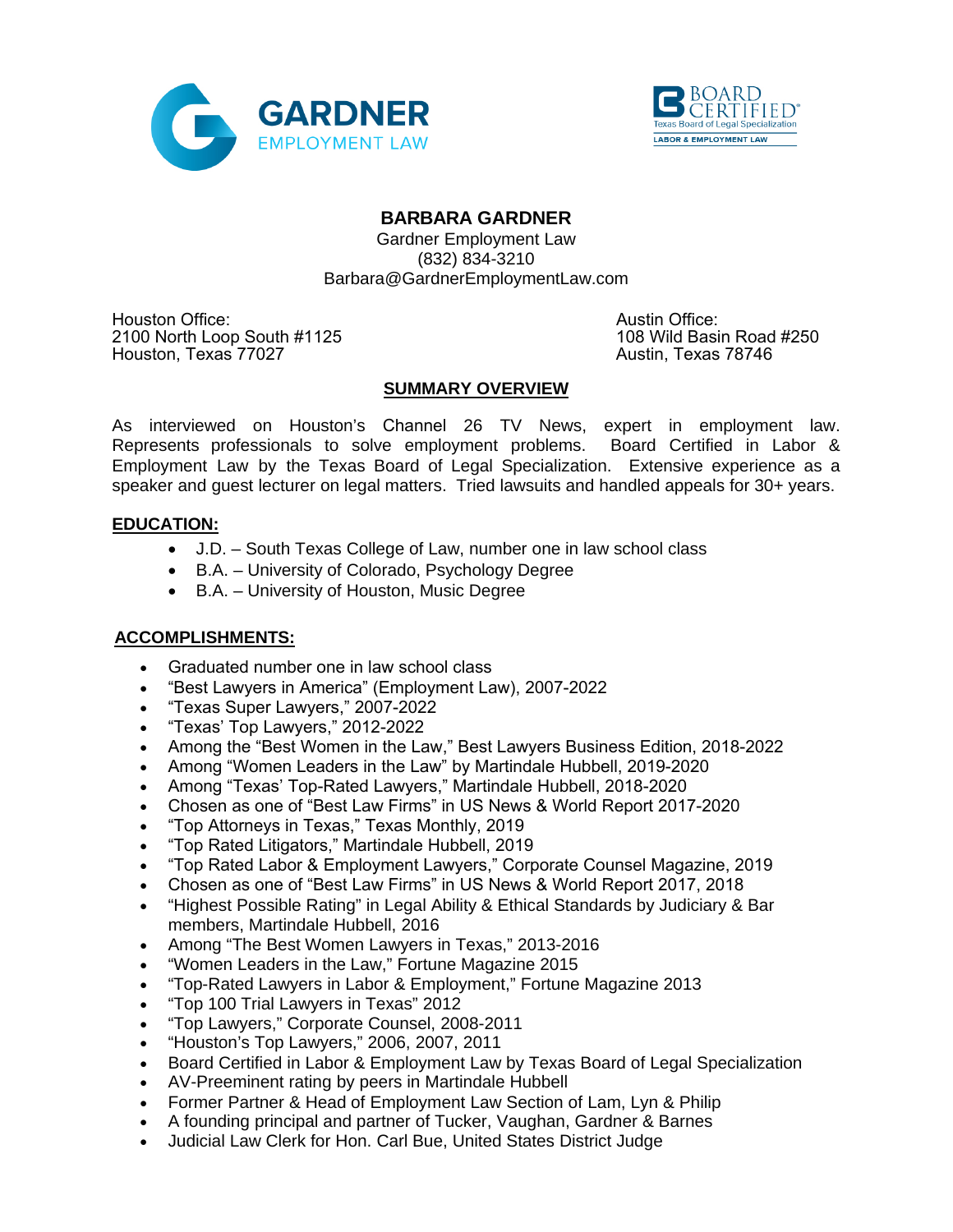GARDNER
EMPLOYMENT LAW

BOARD CERTIFIED®
Texas Board of Legal Specialization
LABOR & EMPLOYMENT LAW

# BARBARA GARDNER

Gardner Employment Law
(832) 834-3210
Barbara@GardnerEmploymentLaw.com

Houston Office:
2100 North Loop South #1125
Houston, Texas 77027

Austin Office:
108 Wild Basin Road #250
Austin, Texas 78746

## SUMMARY OVERVIEW

As interviewed on Houston's Channel 26 TV News, expert in employment law. Represents professionals to solve employment problems. Board Certified in Labor & Employment Law by the Texas Board of Legal Specialization. Extensive experience as a speaker and guest lecturer on legal matters. Tried lawsuits and handled appeals for 30+ years.

## EDUCATION:

- J.D. – South Texas College of Law, number one in law school class
- B.A. – University of Colorado, Psychology Degree
- B.A. – University of Houston, Music Degree

## ACCOMPLISHMENTS:

- Graduated number one in law school class
- "Best Lawyers in America" (Employment Law), 2007-2022
- "Texas Super Lawyers," 2007-2022
- "Texas' Top Lawyers," 2012-2022
- Among the "Best Women in the Law," Best Lawyers Business Edition, 2018-2022
- Among "Women Leaders in the Law" by Martindale Hubbell, 2019-2020
- Among "Texas' Top-Rated Lawyers," Martindale Hubbell, 2018-2020
- Chosen as one of "Best Law Firms" in US News & World Report 2017-2020
- "Top Attorneys in Texas," Texas Monthly, 2019
- "Top Rated Litigators," Martindale Hubbell, 2019
- "Top Rated Labor & Employment Lawyers," Corporate Counsel Magazine, 2019
- Chosen as one of "Best Law Firms" in US News & World Report 2017, 2018
- "Highest Possible Rating" in Legal Ability & Ethical Standards by Judiciary & Bar members, Martindale Hubbell, 2016
- Among "The Best Women Lawyers in Texas," 2013-2016
- "Women Leaders in the Law," Fortune Magazine 2015
- "Top-Rated Lawyers in Labor & Employment," Fortune Magazine 2013
- "Top 100 Trial Lawyers in Texas" 2012
- "Top Lawyers," Corporate Counsel, 2008-2011
- "Houston's Top Lawyers," 2006, 2007, 2011
- Board Certified in Labor & Employment Law by Texas Board of Legal Specialization
- AV-Preeminent rating by peers in Martindale Hubbell
- Former Partner & Head of Employment Law Section of Lam, Lyn & Philip
- A founding principal and partner of Tucker, Vaughan, Gardner & Barnes
- Judicial Law Clerk for Hon. Carl Bue, United States District Judge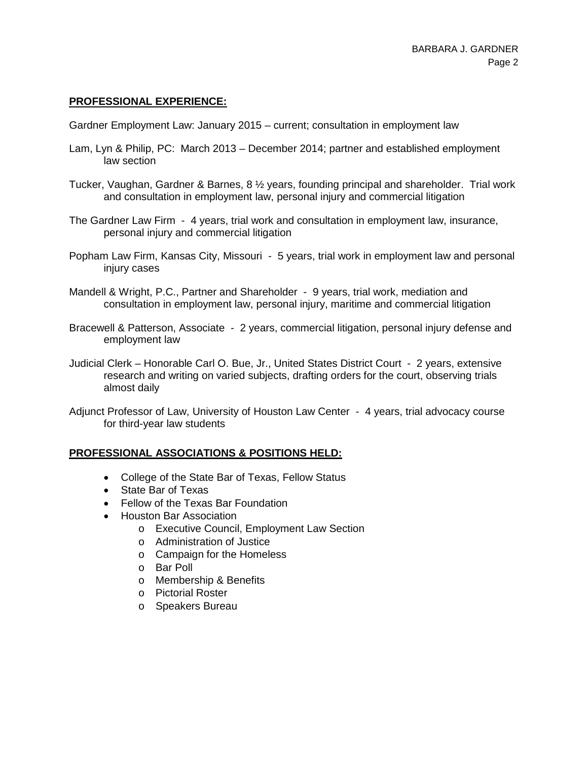## PROFESSIONAL EXPERIENCE:

Gardner Employment Law: January 2015 – current; consultation in employment law

Lam, Lyn & Philip, PC: March 2013 – December 2014; partner and established employment law section

Tucker, Vaughan, Gardner & Barnes, 8 ½ years, founding principal and shareholder. Trial work and consultation in employment law, personal injury and commercial litigation

The Gardner Law Firm - 4 years, trial work and consultation in employment law, insurance, personal injury and commercial litigation

Popham Law Firm, Kansas City, Missouri - 5 years, trial work in employment law and personal injury cases

Mandell & Wright, P.C., Partner and Shareholder - 9 years, trial work, mediation and consultation in employment law, personal injury, maritime and commercial litigation

Bracewell & Patterson, Associate - 2 years, commercial litigation, personal injury defense and employment law

Judicial Clerk – Honorable Carl O. Bue, Jr., United States District Court - 2 years, extensive research and writing on varied subjects, drafting orders for the court, observing trials almost daily

Adjunct Professor of Law, University of Houston Law Center - 4 years, trial advocacy course for third-year law students

## PROFESSIONAL ASSOCIATIONS & POSITIONS HELD:

- College of the State Bar of Texas, Fellow Status
- State Bar of Texas
- Fellow of the Texas Bar Foundation
- Houston Bar Association
  - Executive Council, Employment Law Section
  - Administration of Justice
  - Campaign for the Homeless
  - Bar Poll
  - Membership & Benefits
  - Pictorial Roster
  - Speakers Bureau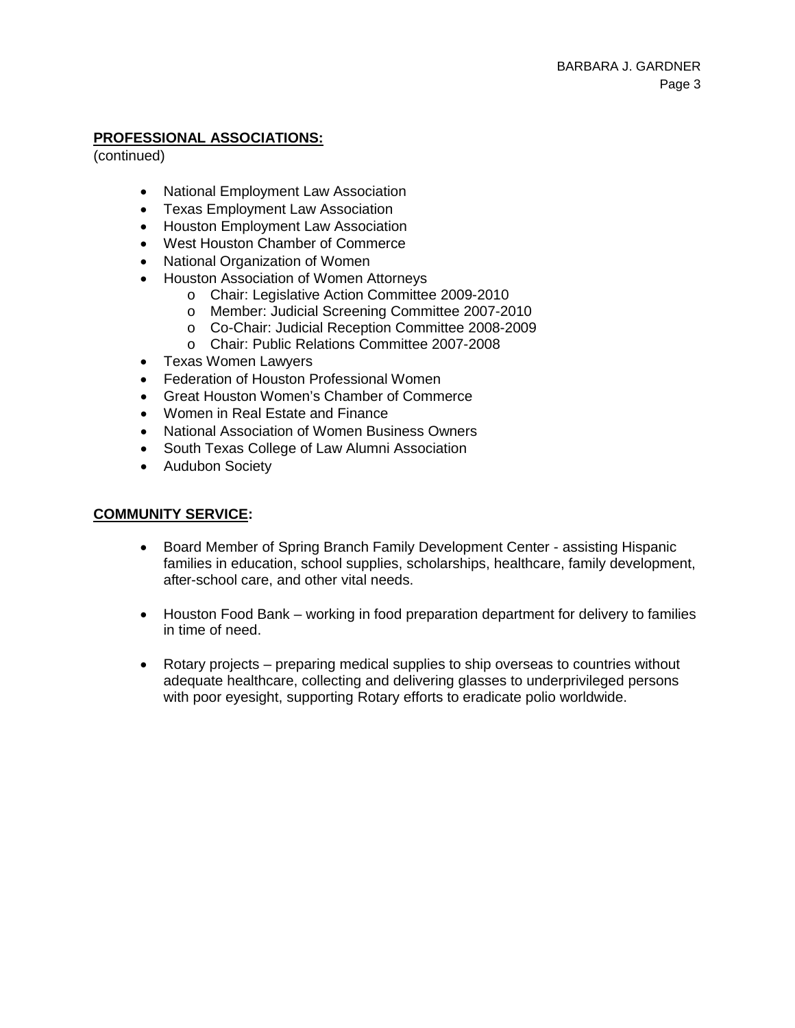**PROFESSIONAL ASSOCIATIONS:**
(continued)

- National Employment Law Association
- Texas Employment Law Association
- Houston Employment Law Association
- West Houston Chamber of Commerce
- National Organization of Women
- Houston Association of Women Attorneys
    - Chair: Legislative Action Committee 2009-2010
    - Member: Judicial Screening Committee 2007-2010
    - Co-Chair: Judicial Reception Committee 2008-2009
    - Chair: Public Relations Committee 2007-2008
- Texas Women Lawyers
- Federation of Houston Professional Women
- Great Houston Women's Chamber of Commerce
- Women in Real Estate and Finance
- National Association of Women Business Owners
- South Texas College of Law Alumni Association
- Audubon Society

**COMMUNITY SERVICE:**

- Board Member of Spring Branch Family Development Center - assisting Hispanic families in education, school supplies, scholarships, healthcare, family development, after-school care, and other vital needs.

- Houston Food Bank – working in food preparation department for delivery to families in time of need.

- Rotary projects – preparing medical supplies to ship overseas to countries without adequate healthcare, collecting and delivering glasses to underprivileged persons with poor eyesight, supporting Rotary efforts to eradicate polio worldwide.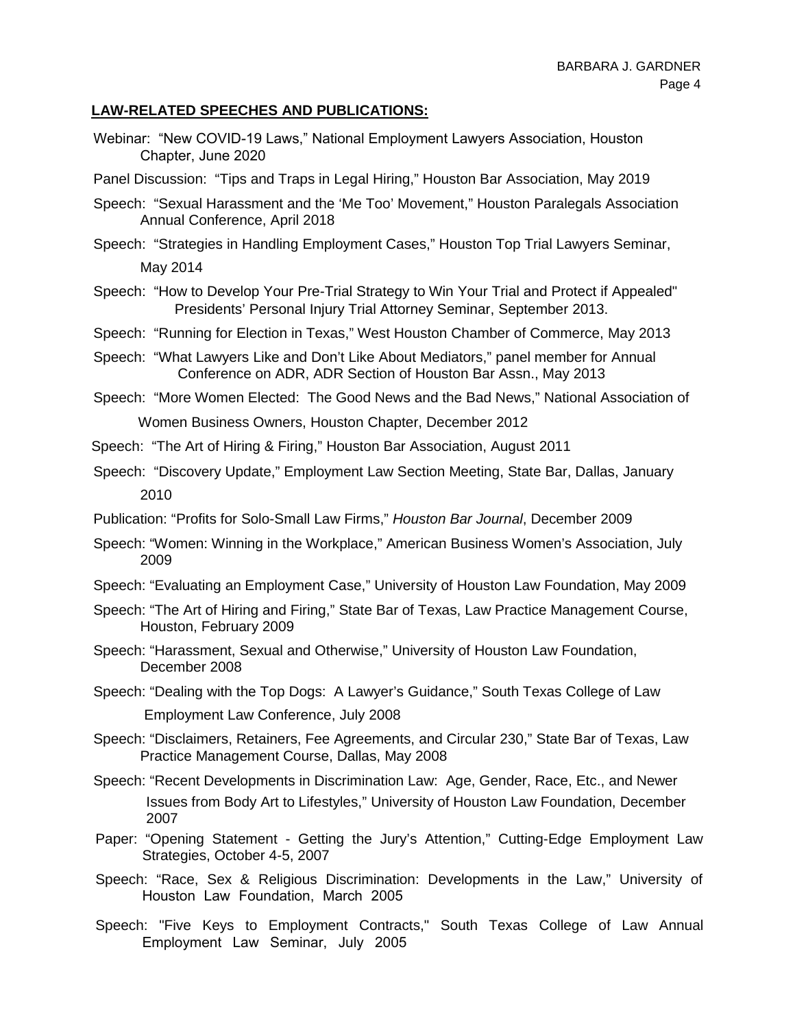**LAW-RELATED SPEECHES AND PUBLICATIONS:**

Webinar: "New COVID-19 Laws," National Employment Lawyers Association, Houston Chapter, June 2020

Panel Discussion: "Tips and Traps in Legal Hiring," Houston Bar Association, May 2019

Speech: "Sexual Harassment and the 'Me Too' Movement," Houston Paralegals Association Annual Conference, April 2018

Speech: "Strategies in Handling Employment Cases," Houston Top Trial Lawyers Seminar, May 2014

Speech: "How to Develop Your Pre-Trial Strategy to Win Your Trial and Protect if Appealed" Presidents' Personal Injury Trial Attorney Seminar, September 2013.

Speech: "Running for Election in Texas," West Houston Chamber of Commerce, May 2013

Speech: "What Lawyers Like and Don't Like About Mediators," panel member for Annual Conference on ADR, ADR Section of Houston Bar Assn., May 2013

Speech: "More Women Elected: The Good News and the Bad News," National Association of Women Business Owners, Houston Chapter, December 2012

Speech: "The Art of Hiring & Firing," Houston Bar Association, August 2011

Speech: "Discovery Update," Employment Law Section Meeting, State Bar, Dallas, January 2010

Publication: "Profits for Solo-Small Law Firms," *Houston Bar Journal*, December 2009

Speech: "Women: Winning in the Workplace," American Business Women's Association, July 2009

Speech: "Evaluating an Employment Case," University of Houston Law Foundation, May 2009

Speech: "The Art of Hiring and Firing," State Bar of Texas, Law Practice Management Course, Houston, February 2009

Speech: "Harassment, Sexual and Otherwise," University of Houston Law Foundation, December 2008

Speech: "Dealing with the Top Dogs: A Lawyer's Guidance," South Texas College of Law Employment Law Conference, July 2008

Speech: "Disclaimers, Retainers, Fee Agreements, and Circular 230," State Bar of Texas, Law Practice Management Course, Dallas, May 2008

Speech: "Recent Developments in Discrimination Law: Age, Gender, Race, Etc., and Newer Issues from Body Art to Lifestyles," University of Houston Law Foundation, December 2007

Paper: "Opening Statement - Getting the Jury's Attention," Cutting-Edge Employment Law Strategies, October 4-5, 2007

Speech: "Race, Sex & Religious Discrimination: Developments in the Law," University of Houston Law Foundation, March 2005

Speech: "Five Keys to Employment Contracts," South Texas College of Law Annual Employment Law Seminar, July 2005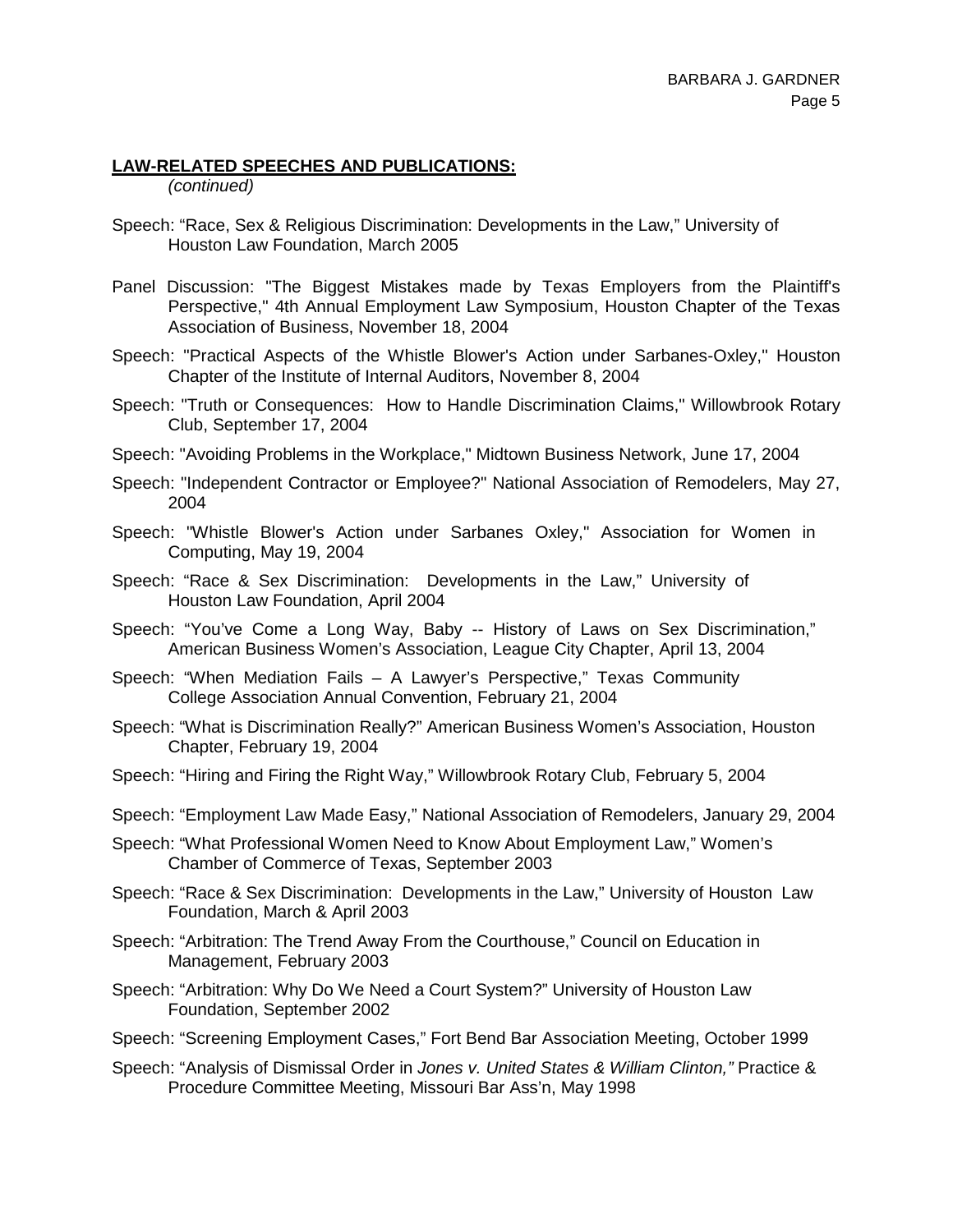## **LAW-RELATED SPEECHES AND PUBLICATIONS:**

*(continued)*

Speech: “Race, Sex & Religious Discrimination: Developments in the Law,” University of Houston Law Foundation, March 2005

Panel Discussion: "The Biggest Mistakes made by Texas Employers from the Plaintiff's Perspective," 4th Annual Employment Law Symposium, Houston Chapter of the Texas Association of Business, November 18, 2004

Speech: "Practical Aspects of the Whistle Blower's Action under Sarbanes-Oxley," Houston Chapter of the Institute of Internal Auditors, November 8, 2004

Speech: "Truth or Consequences: How to Handle Discrimination Claims," Willowbrook Rotary Club, September 17, 2004

Speech: "Avoiding Problems in the Workplace," Midtown Business Network, June 17, 2004

Speech: "Independent Contractor or Employee?" National Association of Remodelers, May 27, 2004

Speech: "Whistle Blower's Action under Sarbanes Oxley," Association for Women in Computing, May 19, 2004

Speech: “Race & Sex Discrimination: Developments in the Law,” University of Houston Law Foundation, April 2004

Speech: “You’ve Come a Long Way, Baby -- History of Laws on Sex Discrimination,” American Business Women’s Association, League City Chapter, April 13, 2004

Speech: “When Mediation Fails – A Lawyer’s Perspective,” Texas Community College Association Annual Convention, February 21, 2004

Speech: “What is Discrimination Really?” American Business Women’s Association, Houston Chapter, February 19, 2004

Speech: “Hiring and Firing the Right Way,” Willowbrook Rotary Club, February 5, 2004

Speech: “Employment Law Made Easy,” National Association of Remodelers, January 29, 2004

Speech: “What Professional Women Need to Know About Employment Law,” Women’s Chamber of Commerce of Texas, September 2003

Speech: “Race & Sex Discrimination: Developments in the Law,” University of Houston Law Foundation, March & April 2003

Speech: “Arbitration: The Trend Away From the Courthouse,” Council on Education in Management, February 2003

Speech: “Arbitration: Why Do We Need a Court System?” University of Houston Law Foundation, September 2002

Speech: “Screening Employment Cases,” Fort Bend Bar Association Meeting, October 1999

Speech: “Analysis of Dismissal Order in *Jones v. United States & William Clinton,”* Practice & Procedure Committee Meeting, Missouri Bar Ass’n, May 1998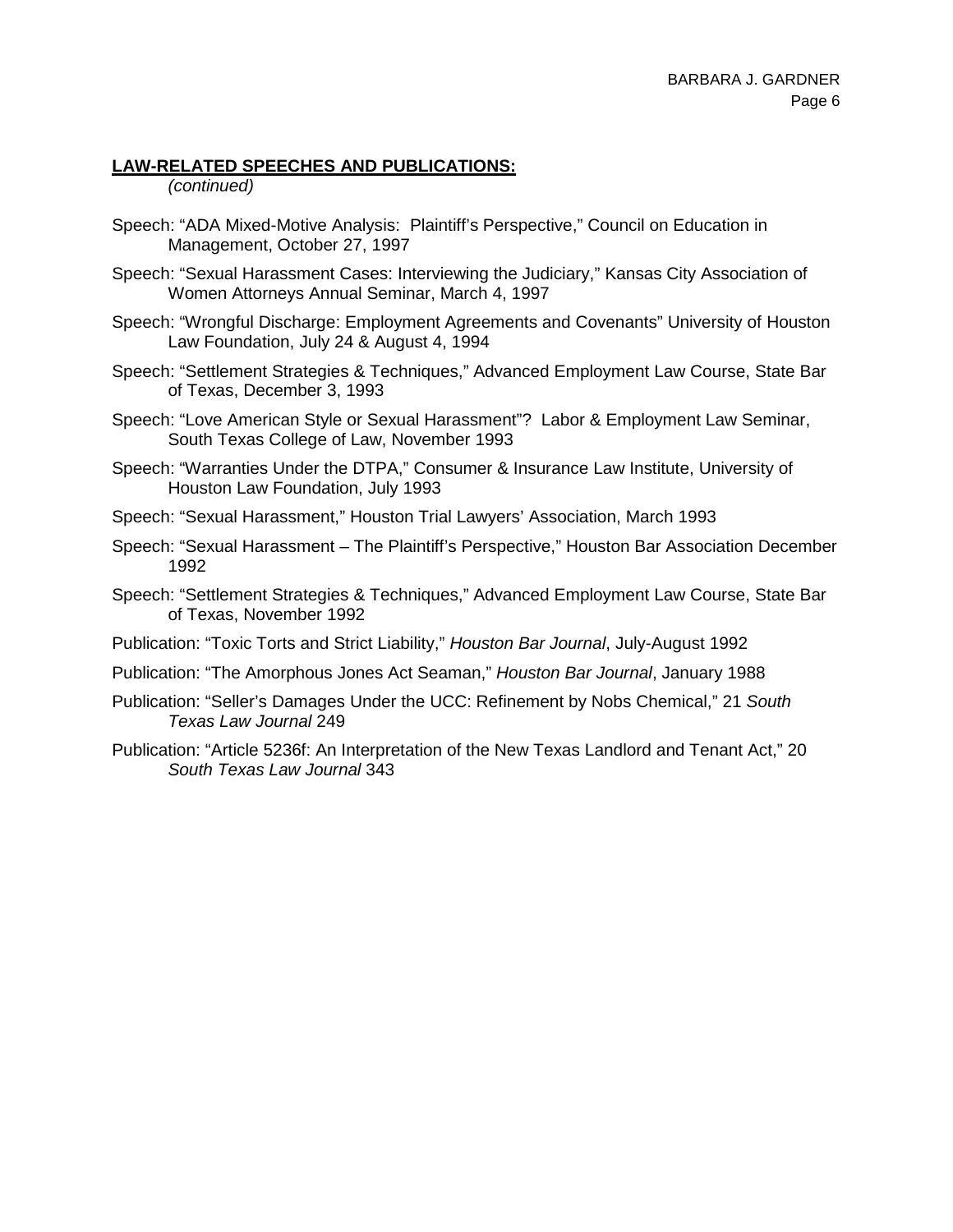**LAW-RELATED SPEECHES AND PUBLICATIONS:**
*(continued)*

Speech: "ADA Mixed-Motive Analysis: Plaintiff's Perspective," Council on Education in Management, October 27, 1997

Speech: "Sexual Harassment Cases: Interviewing the Judiciary," Kansas City Association of Women Attorneys Annual Seminar, March 4, 1997

Speech: "Wrongful Discharge: Employment Agreements and Covenants" University of Houston Law Foundation, July 24 & August 4, 1994

Speech: "Settlement Strategies & Techniques," Advanced Employment Law Course, State Bar of Texas, December 3, 1993

Speech: "Love American Style or Sexual Harassment"? Labor & Employment Law Seminar, South Texas College of Law, November 1993

Speech: "Warranties Under the DTPA," Consumer & Insurance Law Institute, University of Houston Law Foundation, July 1993

Speech: "Sexual Harassment," Houston Trial Lawyers' Association, March 1993

Speech: "Sexual Harassment – The Plaintiff's Perspective," Houston Bar Association December 1992

Speech: "Settlement Strategies & Techniques," Advanced Employment Law Course, State Bar of Texas, November 1992

Publication: "Toxic Torts and Strict Liability," *Houston Bar Journal*, July-August 1992

Publication: "The Amorphous Jones Act Seaman," *Houston Bar Journal*, January 1988

Publication: "Seller's Damages Under the UCC: Refinement by Nobs Chemical," 21 *South Texas Law Journal* 249

Publication: "Article 5236f: An Interpretation of the New Texas Landlord and Tenant Act," 20 *South Texas Law Journal* 343